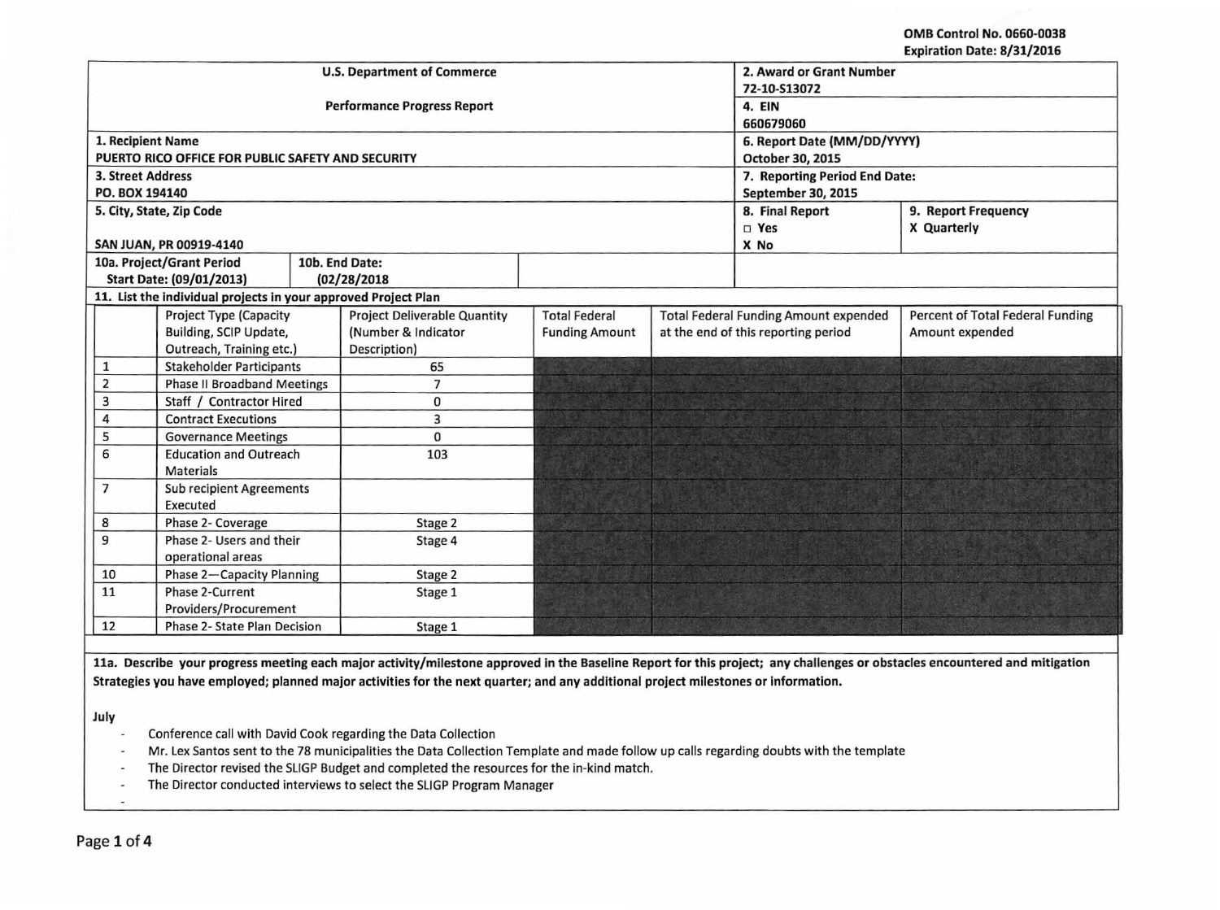OMB Control No. 0660-0038
Expiration Date: 8/31/2016

| U.S. Department of Commerce<br>Performance Progress Report | 2. Award or Grant Number<br>72-10-S13072<br>4. EIN<br>660679060 | |
|---|---|---|
| 1. Recipient Name<br>PUERTO RICO OFFICE FOR PUBLIC SAFETY AND SECURITY | 6. Report Date (MM/DD/YYYY)<br>October 30, 2015 | |
| 3. Street Address<br>PO. BOX 194140 | 7. Reporting Period End Date:<br>September 30, 2015 | |
| 5. City, State, Zip Code<br>SAN JUAN, PR 00919-4140 | 8. Final Report<br>□ Yes<br>X No | 9. Report Frequency<br>X Quarterly |
| 10a. Project/Grant Period Start Date: (09/01/2013) | 10b. End Date: (02/28/2018) | |

**11. List the individual projects in your approved Project Plan**

| | Project Type (Capacity Building, SCIP Update, Outreach, Training etc.) | Project Deliverable Quantity (Number & Indicator Description) | Total Federal Funding Amount | Total Federal Funding Amount expended at the end of this reporting period | Percent of Total Federal Funding Amount expended |
|---|---|---|---|---|---|
| 1 | Stakeholder Participants | 65 | | | |
| 2 | Phase II Broadband Meetings | 7 | | | |
| 3 | Staff / Contractor Hired | 0 | | | |
| 4 | Contract Executions | 3 | | | |
| 5 | Governance Meetings | 0 | | | |
| 6 | Education and Outreach Materials | 103 | | | |
| 7 | Sub recipient Agreements Executed | | | | |
| 8 | Phase 2- Coverage | Stage 2 | | | |
| 9 | Phase 2- Users and their operational areas | Stage 4 | | | |
| 10 | Phase 2—Capacity Planning | Stage 2 | | | |
| 11 | Phase 2-Current Providers/Procurement | Stage 1 | | | |
| 12 | Phase 2- State Plan Decision | Stage 1 | | | |

**11a. Describe your progress meeting each major activity/milestone approved in the Baseline Report for this project; any challenges or obstacles encountered and mitigation Strategies you have employed; planned major activities for the next quarter; and any additional project milestones or information.**

**July**

- Conference call with David Cook regarding the Data Collection
- Mr. Lex Santos sent to the 78 municipalities the Data Collection Template and made follow up calls regarding doubts with the template
- The Director revised the SLIGP Budget and completed the resources for the in-kind match.
- The Director conducted interviews to select the SLIGP Program Manager
-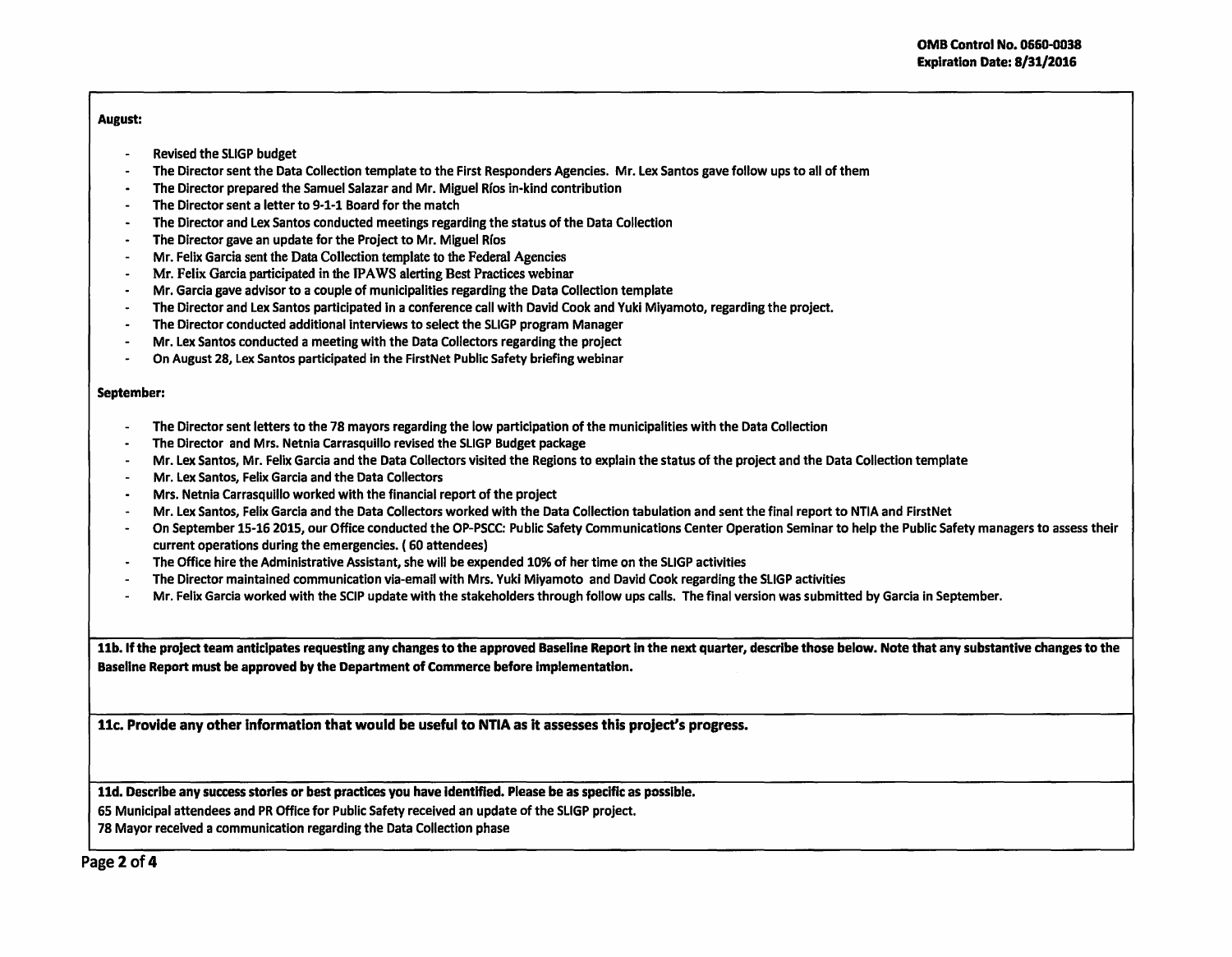**August:**

- Revised the SLIGP budget
- The Director sent the Data Collection template to the First Responders Agencies. Mr. Lex Santos gave follow ups to all of them
- The Director prepared the Samuel Salazar and Mr. Miguel Ríos in-kind contribution
- The Director sent a letter to 9-1-1 Board for the match
- The Director and Lex Santos conducted meetings regarding the status of the Data Collection
- The Director gave an update for the Project to Mr. Miguel Ríos
- Mr. Felix Garcia sent the Data Collection template to the Federal Agencies
- Mr. Felix Garcia participated in the IPAWS alerting Best Practices webinar
- Mr. Garcia gave advisor to a couple of municipalities regarding the Data Collection template
- The Director and Lex Santos participated in a conference call with David Cook and Yuki Miyamoto, regarding the project.
- The Director conducted additional interviews to select the SLIGP program Manager
- Mr. Lex Santos conducted a meeting with the Data Collectors regarding the project
- On August 28, Lex Santos participated in the FirstNet Public Safety briefing webinar

**September:**

- The Director sent letters to the 78 mayors regarding the low participation of the municipalities with the Data Collection
- The Director and Mrs. Netnia Carrasquillo revised the SLIGP Budget package
- Mr. Lex Santos, Mr. Felix Garcia and the Data Collectors visited the Regions to explain the status of the project and the Data Collection template
- Mr. Lex Santos, Felix Garcia and the Data Collectors
- Mrs. Netnia Carrasquillo worked with the financial report of the project
- Mr. Lex Santos, Felix Garcia and the Data Collectors worked with the Data Collection tabulation and sent the final report to NTIA and FirstNet
- On September 15-16 2015, our Office conducted the OP-PSCC: Public Safety Communications Center Operation Seminar to help the Public Safety managers to assess their current operations during the emergencies. ( 60 attendees)
- The Office hire the Administrative Assistant, she will be expended 10% of her time on the SLIGP activities
- The Director maintained communication via-email with Mrs. Yuki Miyamoto and David Cook regarding the SLIGP activities
- Mr. Felix Garcia worked with the SCIP update with the stakeholders through follow ups calls. The final version was submitted by Garcia in September.

**11b. If the project team anticipates requesting any changes to the approved Baseline Report in the next quarter, describe those below. Note that any substantive changes to the Baseline Report must be approved by the Department of Commerce before implementation.**

**11c. Provide any other information that would be useful to NTIA as it assesses this project's progress.**

**11d. Describe any success stories or best practices you have identified. Please be as specific as possible.**

65 Municipal attendees and PR Office for Public Safety received an update of the SLIGP project.

78 Mayor received a communication regarding the Data Collection phase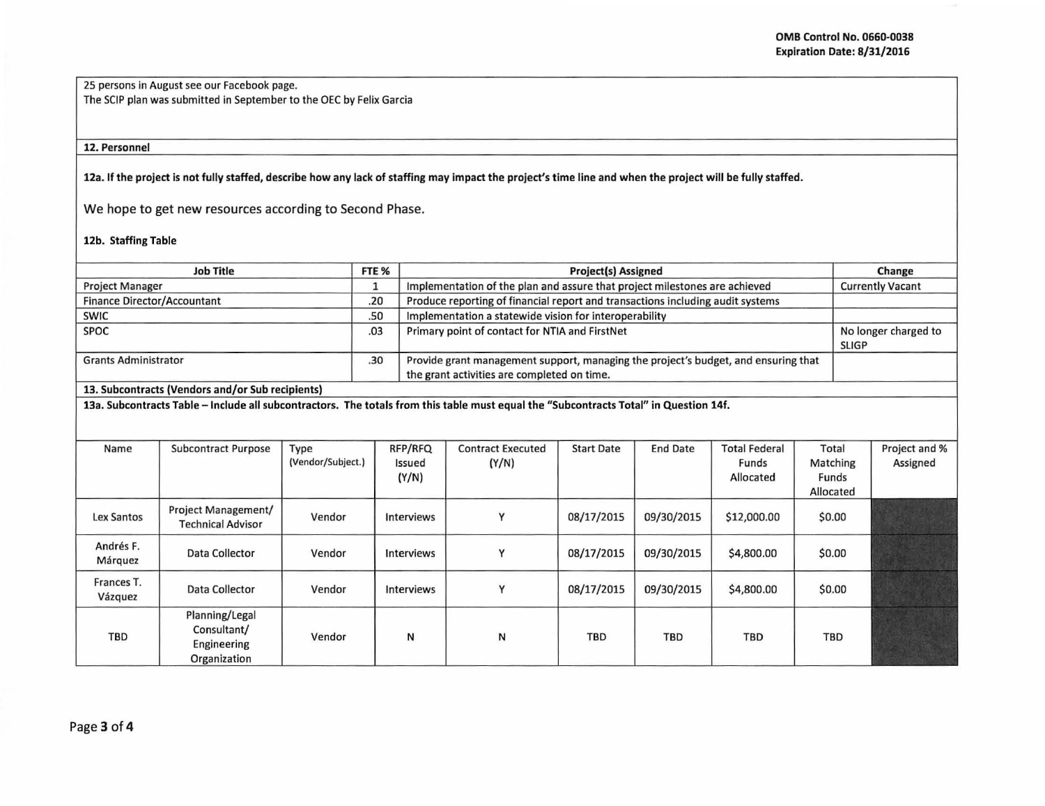OMB Control No. 0660-0038
Expiration Date: 8/31/2016

25 persons in August see our Facebook page.
The SCIP plan was submitted in September to the OEC by Felix Garcia

**12. Personnel**

**12a. If the project is not fully staffed, describe how any lack of staffing may impact the project's time line and when the project will be fully staffed.**

We hope to get new resources according to Second Phase.

**12b. Staffing Table**

| Job Title | FTE % | Project(s) Assigned | Change |
|---|---|---|---|
| Project Manager | 1 | Implementation of the plan and assure that project milestones are achieved | Currently Vacant |
| Finance Director/Accountant | .20 | Produce reporting of financial report and transactions including audit systems | |
| SWIC | .50 | Implementation a statewide vision for interoperability | |
| SPOC | .03 | Primary point of contact for NTIA and FirstNet | No longer charged to SLIGP |
| Grants Administrator | .30 | Provide grant management support, managing the project's budget, and ensuring that the grant activities are completed on time. | |

**13. Subcontracts (Vendors and/or Sub recipients)**

**13a. Subcontracts Table – Include all subcontractors. The totals from this table must equal the "Subcontracts Total" in Question 14f.**

| Name | Subcontract Purpose | Type (Vendor/Subject.) | RFP/RFQ Issued (Y/N) | Contract Executed (Y/N) | Start Date | End Date | Total Federal Funds Allocated | Total Matching Funds Allocated | Project and % Assigned |
|---|---|---|---|---|---|---|---|---|---|
| Lex Santos | Project Management/ Technical Advisor | Vendor | Interviews | Y | 08/17/2015 | 09/30/2015 | $12,000.00 | $0.00 | |
| Andrés F. Márquez | Data Collector | Vendor | Interviews | Y | 08/17/2015 | 09/30/2015 | $4,800.00 | $0.00 | |
| Frances T. Vázquez | Data Collector | Vendor | Interviews | Y | 08/17/2015 | 09/30/2015 | $4,800.00 | $0.00 | |
| TBD | Planning/Legal Consultant/ Engineering Organization | Vendor | N | N | TBD | TBD | TBD | TBD | |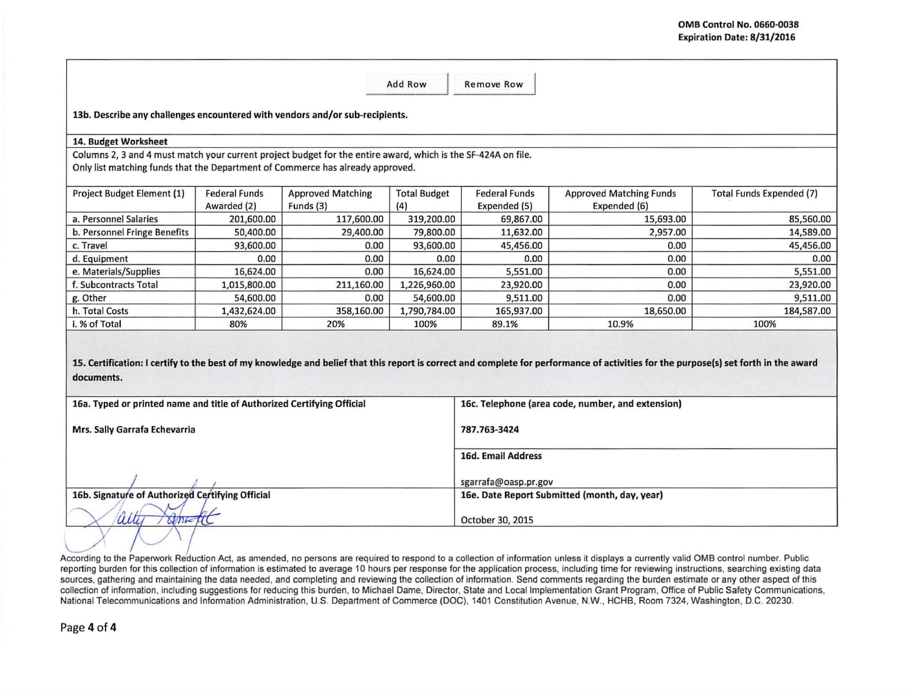OMB Control No. 0660-0038
Expiration Date: 8/31/2016

Add Row | Remove Row

**13b. Describe any challenges encountered with vendors and/or sub-recipients.**

**14. Budget Worksheet**

Columns 2, 3 and 4 must match your current project budget for the entire award, which is the SF-424A on file.
Only list matching funds that the Department of Commerce has already approved.

| Project Budget Element (1) | Federal Funds Awarded (2) | Approved Matching Funds (3) | Total Budget (4) | Federal Funds Expended (5) | Approved Matching Funds Expended (6) | Total Funds Expended (7) |
|---|---|---|---|---|---|---|
| a. Personnel Salaries | 201,600.00 | 117,600.00 | 319,200.00 | 69,867.00 | 15,693.00 | 85,560.00 |
| b. Personnel Fringe Benefits | 50,400.00 | 29,400.00 | 79,800.00 | 11,632.00 | 2,957.00 | 14,589.00 |
| c. Travel | 93,600.00 | 0.00 | 93,600.00 | 45,456.00 | 0.00 | 45,456.00 |
| d. Equipment | 0.00 | 0.00 | 0.00 | 0.00 | 0.00 | 0.00 |
| e. Materials/Supplies | 16,624.00 | 0.00 | 16,624.00 | 5,551.00 | 0.00 | 5,551.00 |
| f. Subcontracts Total | 1,015,800.00 | 211,160.00 | 1,226,960.00 | 23,920.00 | 0.00 | 23,920.00 |
| g. Other | 54,600.00 | 0.00 | 54,600.00 | 9,511.00 | 0.00 | 9,511.00 |
| h. Total Costs | 1,432,624.00 | 358,160.00 | 1,790,784.00 | 165,937.00 | 18,650.00 | 184,587.00 |
| i. % of Total | 80% | 20% | 100% | 89.1% | 10.9% | 100% |

**15. Certification: I certify to the best of my knowledge and belief that this report is correct and complete for performance of activities for the purpose(s) set forth in the award documents.**

| | |
|---|---|
| **16a. Typed or printed name and title of Authorized Certifying Official**<br>**Mrs. Sally Garrafa Echevarria** | **16c. Telephone (area code, number, and extension)**<br>**787.763-3424** |
| | **16d. Email Address**<br>sgarrafa@oasp.pr.gov |
| **16b. Signature of Authorized Certifying Official** | **16e. Date Report Submitted (month, day, year)**<br>October 30, 2015 |

According to the Paperwork Reduction Act, as amended, no persons are required to respond to a collection of information unless it displays a currently valid OMB control number. Public reporting burden for this collection of information is estimated to average 10 hours per response for the application process, including time for reviewing instructions, searching existing data sources, gathering and maintaining the data needed, and completing and reviewing the collection of information. Send comments regarding the burden estimate or any other aspect of this collection of information, including suggestions for reducing this burden, to Michael Dame, Director, State and Local Implementation Grant Program, Office of Public Safety Communications, National Telecommunications and Information Administration, U.S. Department of Commerce (DOC), 1401 Constitution Avenue, N.W., HCHB, Room 7324, Washington, D.C. 20230.